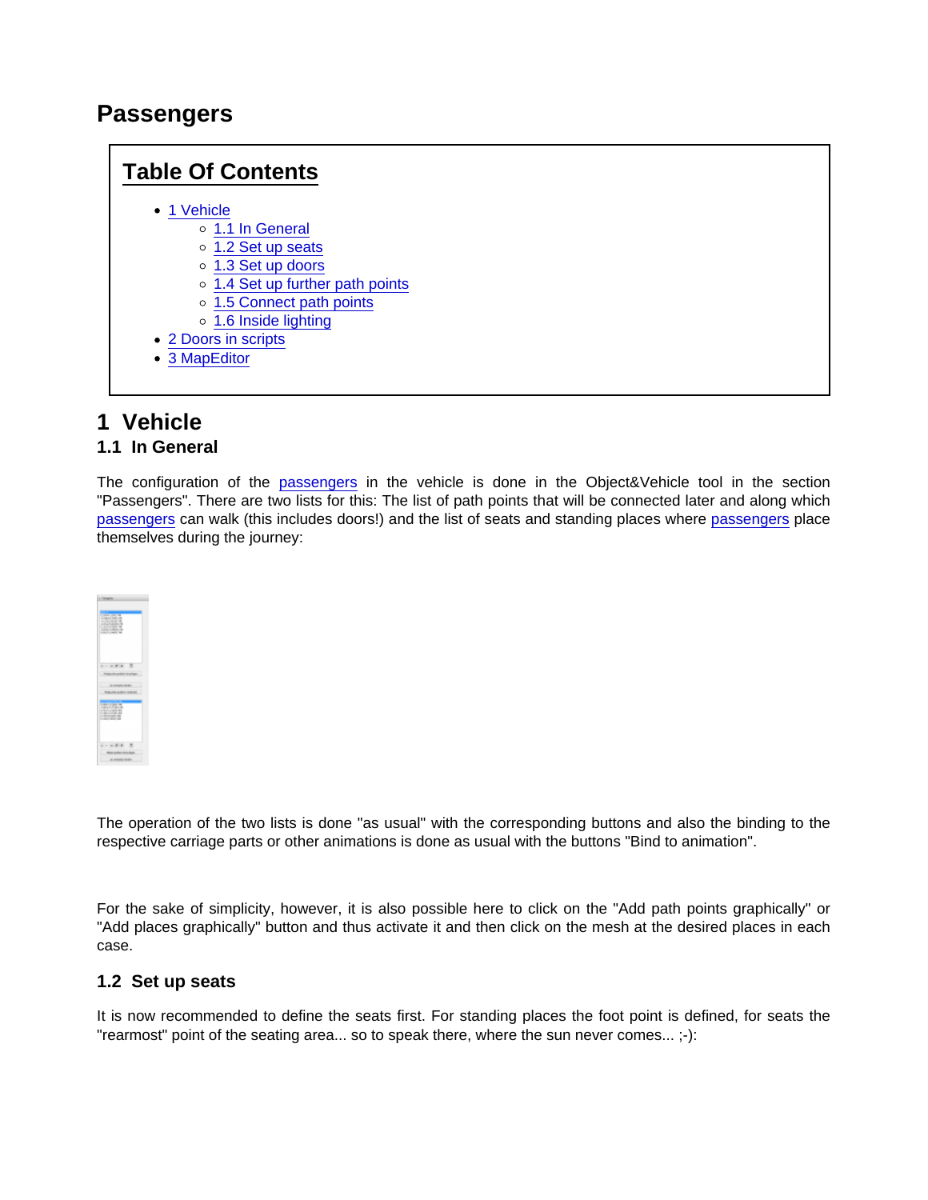# Passengers

## Table Of Contents

- 1 Vehicle
  - 1.1 In General
  - 1.2 Set up seats
  - 1.3 Set up doors
  - 1.4 Set up further path points
  - 1.5 Connect path points
  - 1.6 Inside lighting
- 2 Doors in scripts
- 3 MapEditor

# 1 Vehicle

## 1.1 In General

The configuration of the passengers in the vehicle is done in the Object&Vehicle tool in the section "Passengers". There are two lists for this: The list of path points that will be connected later and along which passengers can walk (this includes doors!) and the list of seats and standing places where passengers place themselves during the journey:

The operation of the two lists is done "as usual" with the corresponding buttons and also the binding to the respective carriage parts or other animations is done as usual with the buttons "Bind to animation".

For the sake of simplicity, however, it is also possible here to click on the "Add path points graphically" or "Add places graphically" button and thus activate it and then click on the mesh at the desired places in each case.

## 1.2 Set up seats

It is now recommended to define the seats first. For standing places the foot point is defined, for seats the "rearmost" point of the seating area... so to speak there, where the sun never comes... ;-):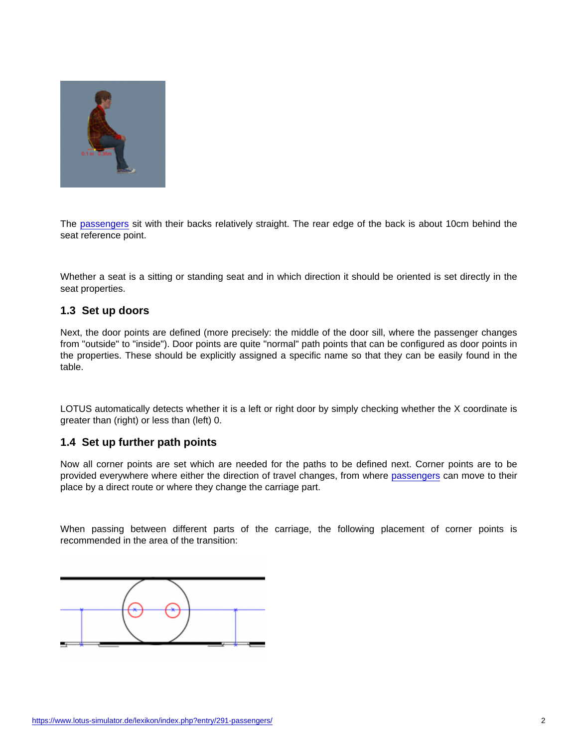The passengers sit with their backs relatively straight. The rear edge of the back is about 10cm behind the seat reference point.

Whether a seat is a sitting or standing seat and in which direction it should be oriented is set directly in the seat properties.

## 1.3 Set up doors

Next, the door points are defined (more precisely: the middle of the door sill, where the passenger changes from "outside" to "inside"). Door points are quite "normal" path points that can be configured as door points in the properties. These should be explicitly assigned a specific name so that they can be easily found in the table.

LOTUS automatically detects whether it is a left or right door by simply checking whether the X coordinate is greater than (right) or less than (left) 0.

## 1.4 Set up further path points

Now all corner points are set which are needed for the paths to be defined next. Corner points are to be provided everywhere where either the direction of travel changes, from where passengers can move to their place by a direct route or where they change the carriage part.

When passing between different parts of the carriage, the following placement of corner points is recommended in the area of the transition: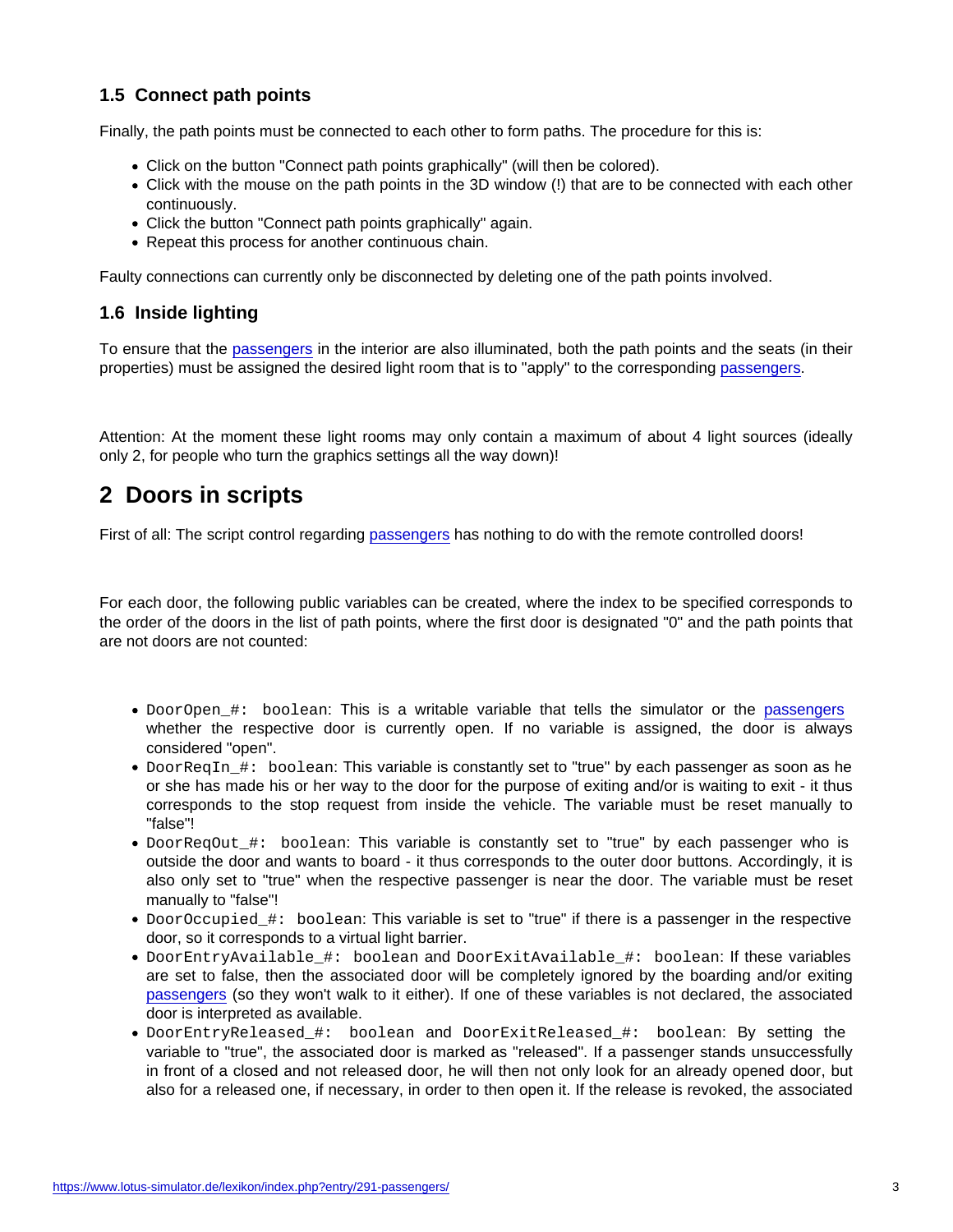### 1.5 Connect path points

Finally, the path points must be connected to each other to form paths. The procedure for this is:

- Click on the button "Connect path points graphically" (will then be colored).
- Click with the mouse on the path points in the 3D window (!) that are to be connected with each other continuously.
- Click the button "Connect path points graphically" again.
- Repeat this process for another continuous chain.

Faulty connections can currently only be disconnected by deleting one of the path points involved.

### 1.6 Inside lighting

To ensure that the passengers in the interior are also illuminated, both the path points and the seats (in their properties) must be assigned the desired light room that is to "apply" to the corresponding passengers.

Attention: At the moment these light rooms may only contain a maximum of about 4 light sources (ideally only 2, for people who turn the graphics settings all the way down)!

## 2 Doors in scripts

First of all: The script control regarding passengers has nothing to do with the remote controlled doors!

For each door, the following public variables can be created, where the index to be specified corresponds to the order of the doors in the list of path points, where the first door is designated "0" and the path points that are not doors are not counted:

- `DoorOpen_#: boolean`: This is a writable variable that tells the simulator or the passengers whether the respective door is currently open. If no variable is assigned, the door is always considered "open".
- `DoorReqIn_#: boolean`: This variable is constantly set to "true" by each passenger as soon as he or she has made his or her way to the door for the purpose of exiting and/or is waiting to exit - it thus corresponds to the stop request from inside the vehicle. The variable must be reset manually to "false"!
- `DoorReqOut_#: boolean`: This variable is constantly set to "true" by each passenger who is outside the door and wants to board - it thus corresponds to the outer door buttons. Accordingly, it is also only set to "true" when the respective passenger is near the door. The variable must be reset manually to "false"!
- `DoorOccupied_#: boolean`: This variable is set to "true" if there is a passenger in the respective door, so it corresponds to a virtual light barrier.
- `DoorEntryAvailable_#: boolean` and `DoorExitAvailable_#: boolean`: If these variables are set to false, then the associated door will be completely ignored by the boarding and/or exiting passengers (so they won't walk to it either). If one of these variables is not declared, the associated door is interpreted as available.
- `DoorEntryReleased_#: boolean` and `DoorExitReleased_#: boolean`: By setting the variable to "true", the associated door is marked as "released". If a passenger stands unsuccessfully in front of a closed and not released door, he will then not only look for an already opened door, but also for a released one, if necessary, in order to then open it. If the release is revoked, the associated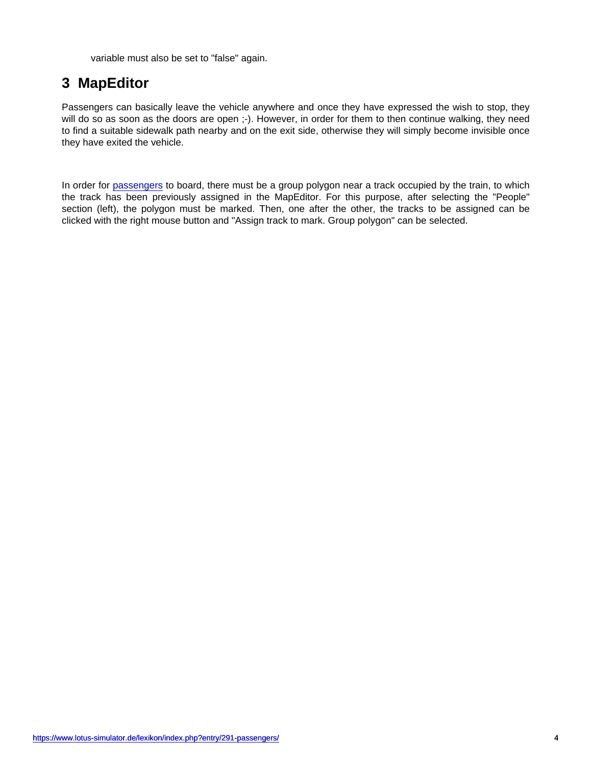variable must also be set to "false" again.

## 3 MapEditor

Passengers can basically leave the vehicle anywhere and once they have expressed the wish to stop, they will do so as soon as the doors are open ;-). However, in order for them to then continue walking, they need to find a suitable sidewalk path nearby and on the exit side, otherwise they will simply become invisible once they have exited the vehicle.

In order for passengers to board, there must be a group polygon near a track occupied by the train, to which the track has been previously assigned in the MapEditor. For this purpose, after selecting the "People" section (left), the polygon must be marked. Then, one after the other, the tracks to be assigned can be clicked with the right mouse button and "Assign track to mark. Group polygon" can be selected.